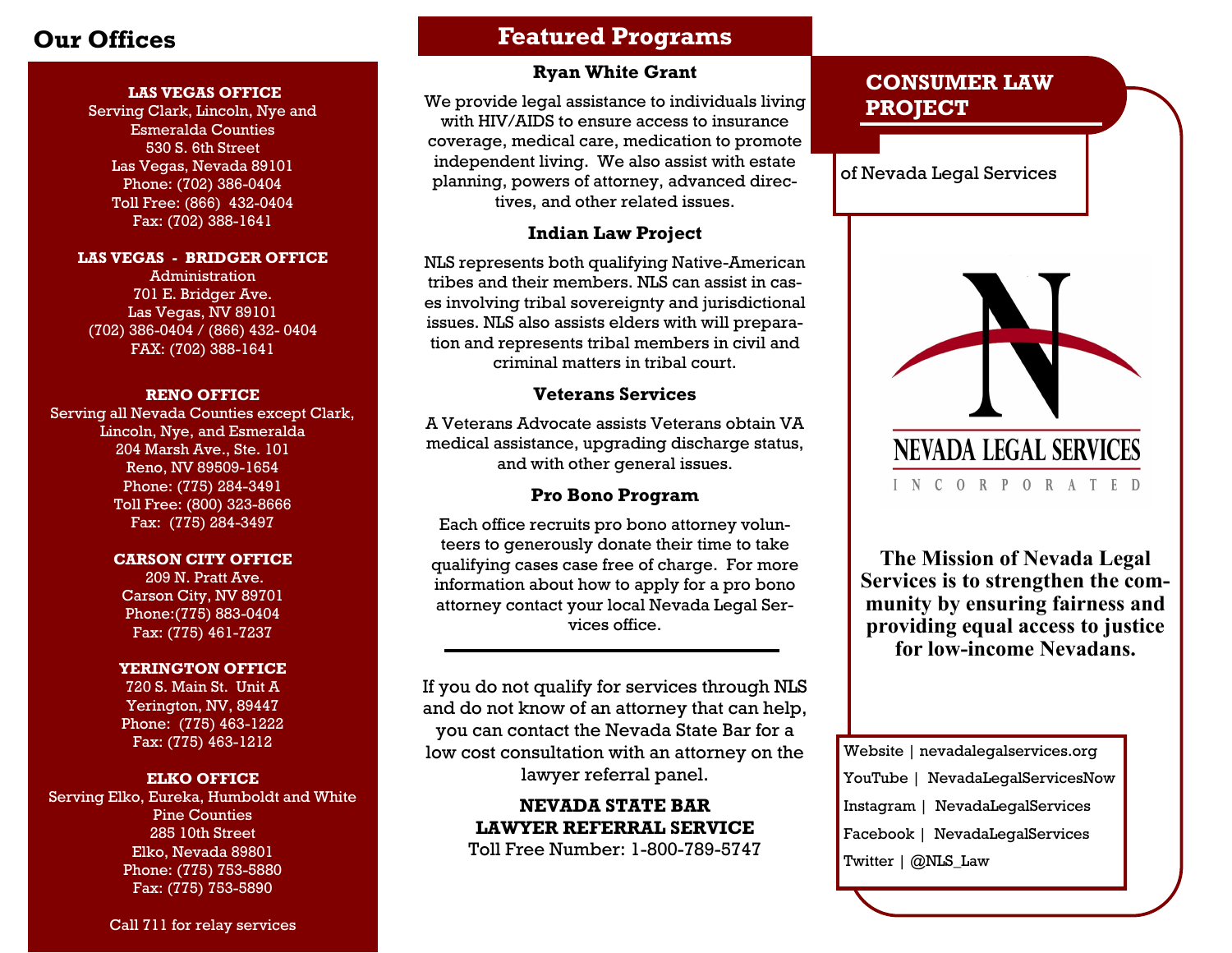## Our Offices

**LAS VEGAS OFFICE**
Serving Clark, Lincoln, Nye and Esmeralda Counties
530 S. 6th Street
Las Vegas, Nevada 89101
Phone: (702) 386-0404
Toll Free: (866) 432-0404
Fax: (702) 388-1641

**LAS VEGAS - BRIDGER OFFICE**
Administration
701 E. Bridger Ave.
Las Vegas, NV 89101
(702) 386-0404 / (866) 432- 0404
FAX: (702) 388-1641

**RENO OFFICE**
Serving all Nevada Counties except Clark, Lincoln, Nye, and Esmeralda
204 Marsh Ave., Ste. 101
Reno, NV 89509-1654
Phone: (775) 284-3491
Toll Free: (800) 323-8666
Fax: (775) 284-3497

**CARSON CITY OFFICE**
209 N. Pratt Ave.
Carson City, NV 89701
Phone:(775) 883-0404
Fax: (775) 461-7237

**YERINGTON OFFICE**
720 S. Main St. Unit A
Yerington, NV, 89447
Phone: (775) 463-1222
Fax: (775) 463-1212

**ELKO OFFICE**
Serving Elko, Eureka, Humboldt and White Pine Counties
285 10th Street
Elko, Nevada 89801
Phone: (775) 753-5880
Fax: (775) 753-5890

Call 711 for relay services

## Featured Programs

### Ryan White Grant

We provide legal assistance to individuals living with HIV/AIDS to ensure access to insurance coverage, medical care, medication to promote independent living. We also assist with estate planning, powers of attorney, advanced directives, and other related issues.

### Indian Law Project

NLS represents both qualifying Native-American tribes and their members. NLS can assist in cases involving tribal sovereignty and jurisdictional issues. NLS also assists elders with will preparation and represents tribal members in civil and criminal matters in tribal court.

### Veterans Services

A Veterans Advocate assists Veterans obtain VA medical assistance, upgrading discharge status, and with other general issues.

### Pro Bono Program

Each office recruits pro bono attorney volunteers to generously donate their time to take qualifying cases case free of charge. For more information about how to apply for a pro bono attorney contact your local Nevada Legal Services office.

---

If you do not qualify for services through NLS and do not know of an attorney that can help, you can contact the Nevada State Bar for a low cost consultation with an attorney on the lawyer referral panel.

**NEVADA STATE BAR**
**LAWYER REFERRAL SERVICE**
Toll Free Number: 1-800-789-5747

# CONSUMER LAW PROJECT

of Nevada Legal Services

NEVADA LEGAL SERVICES
INCORPORATED

**The Mission of Nevada Legal Services is to strengthen the community by ensuring fairness and providing equal access to justice for low-income Nevadans.**

Website | nevadalegalservices.org
YouTube | NevadaLegalServicesNow
Instagram | NevadaLegalServices
Facebook | NevadaLegalServices
Twitter | @NLS_Law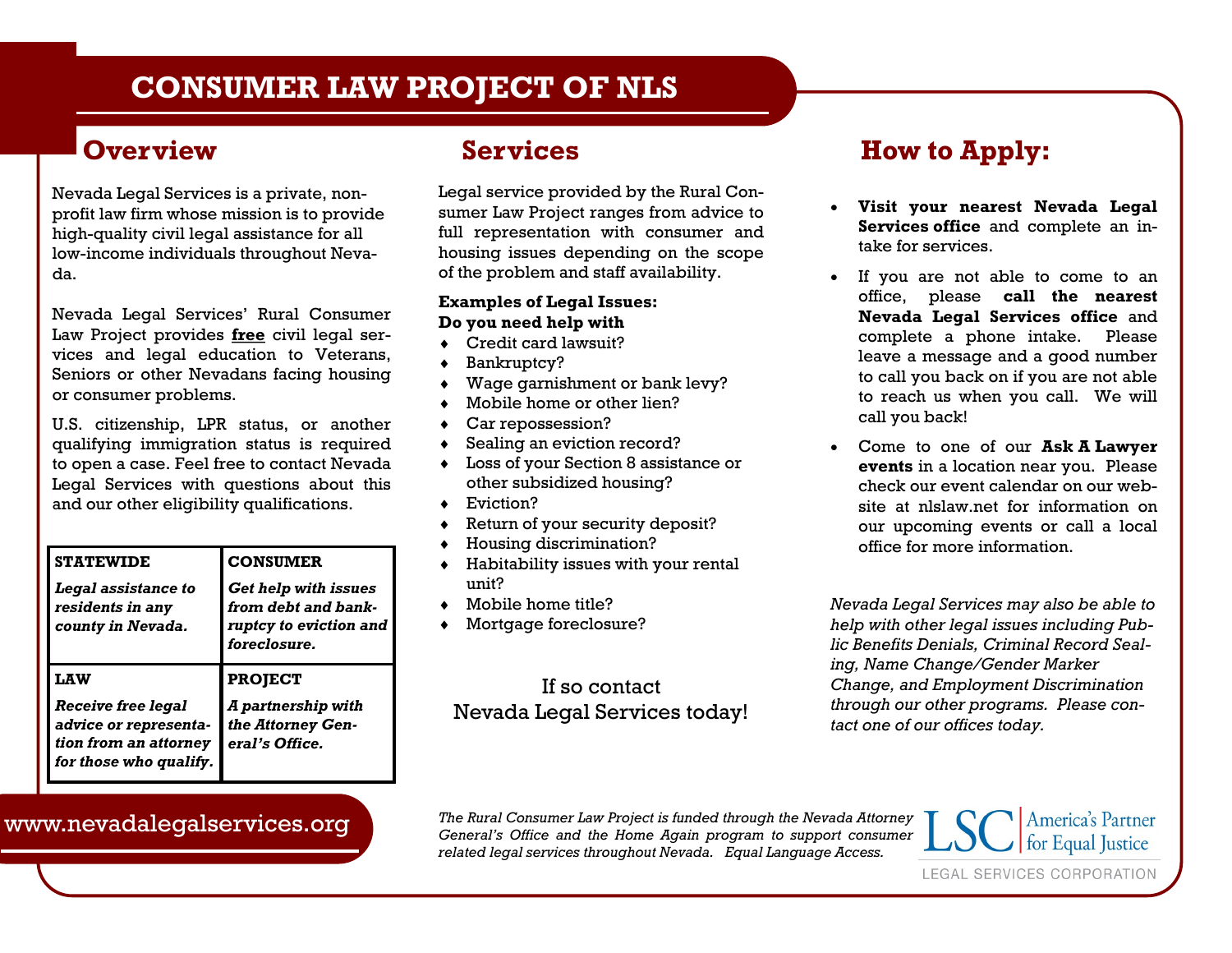# CONSUMER LAW PROJECT OF NLS

## Overview

Nevada Legal Services is a private, non-profit law firm whose mission is to provide high-quality civil legal assistance for all low-income individuals throughout Nevada.

Nevada Legal Services' Rural Consumer Law Project provides **free** civil legal services and legal education to Veterans, Seniors or other Nevadans facing housing or consumer problems.

U.S. citizenship, LPR status, or another qualifying immigration status is required to open a case. Feel free to contact Nevada Legal Services with questions about this and our other eligibility qualifications.

| | |
|---|---|
| **STATEWIDE**<br>***Legal assistance to residents in any county in Nevada.*** | **CONSUMER**<br>***Get help with issues from debt and bankruptcy to eviction and foreclosure.*** |
| **LAW**<br>***Receive free legal advice or representation from an attorney for those who qualify.*** | **PROJECT**<br>***A partnership with the Attorney General's Office.*** |

www.nevadalegalservices.org

## Services

Legal service provided by the Rural Consumer Law Project ranges from advice to full representation with consumer and housing issues depending on the scope of the problem and staff availability.

**Examples of Legal Issues:**
**Do you need help with**

- Credit card lawsuit?
- Bankruptcy?
- Wage garnishment or bank levy?
- Mobile home or other lien?
- Car repossession?
- Sealing an eviction record?
- Loss of your Section 8 assistance or other subsidized housing?
- Eviction?
- Return of your security deposit?
- Housing discrimination?
- Habitability issues with your rental unit?
- Mobile home title?
- Mortgage foreclosure?

If so contact
Nevada Legal Services today!

## How to Apply:

- **Visit your nearest Nevada Legal Services office** and complete an intake for services.
- If you are not able to come to an office, please **call the nearest Nevada Legal Services office** and complete a phone intake. Please leave a message and a good number to call you back on if you are not able to reach us when you call. We will call you back!
- Come to one of our **Ask A Lawyer events** in a location near you. Please check our event calendar on our website at nlslaw.net for information on our upcoming events or call a local office for more information.

*Nevada Legal Services may also be able to help with other legal issues including Public Benefits Denials, Criminal Record Sealing, Name Change/Gender Marker Change, and Employment Discrimination through our other programs. Please contact one of our offices today.*

*The Rural Consumer Law Project is funded through the Nevada Attorney General's Office and the Home Again program to support consumer related legal services throughout Nevada. Equal Language Access.*

LSC | America's Partner for Equal Justice
LEGAL SERVICES CORPORATION